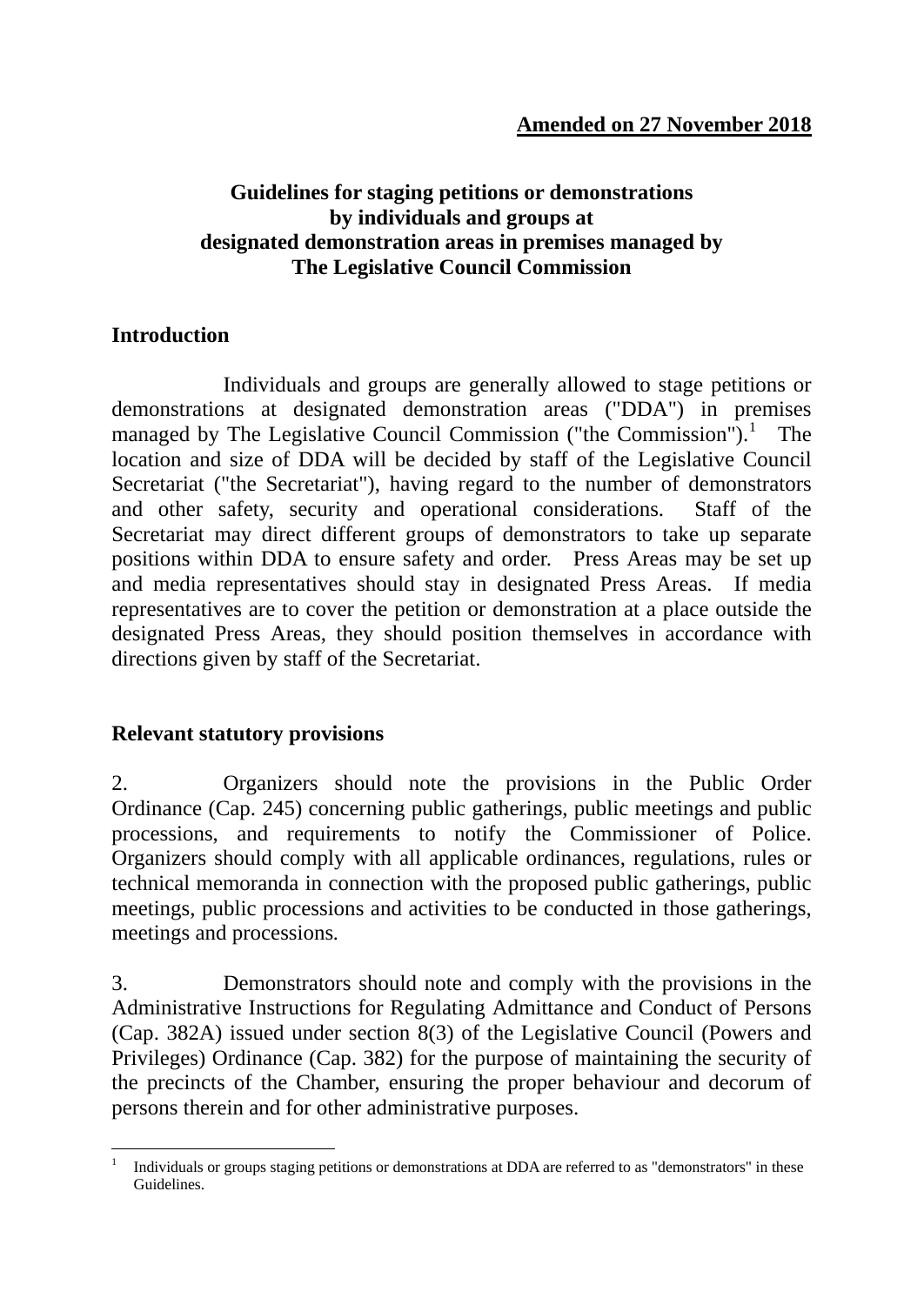**Amended on 27 November 2018**

# Guidelines for staging petitions or demonstrations by individuals and groups at designated demonstration areas in premises managed by The Legislative Council Commission

## Introduction

Individuals and groups are generally allowed to stage petitions or demonstrations at designated demonstration areas ("DDA") in premises managed by The Legislative Council Commission ("the Commission").[1] The location and size of DDA will be decided by staff of the Legislative Council Secretariat ("the Secretariat"), having regard to the number of demonstrators and other safety, security and operational considerations. Staff of the Secretariat may direct different groups of demonstrators to take up separate positions within DDA to ensure safety and order. Press Areas may be set up and media representatives should stay in designated Press Areas. If media representatives are to cover the petition or demonstration at a place outside the designated Press Areas, they should position themselves in accordance with directions given by staff of the Secretariat.

## Relevant statutory provisions

2. Organizers should note the provisions in the Public Order Ordinance (Cap. 245) concerning public gatherings, public meetings and public processions, and requirements to notify the Commissioner of Police. Organizers should comply with all applicable ordinances, regulations, rules or technical memoranda in connection with the proposed public gatherings, public meetings, public processions and activities to be conducted in those gatherings, meetings and processions.

3. Demonstrators should note and comply with the provisions in the Administrative Instructions for Regulating Admittance and Conduct of Persons (Cap. 382A) issued under section 8(3) of the Legislative Council (Powers and Privileges) Ordinance (Cap. 382) for the purpose of maintaining the security of the precincts of the Chamber, ensuring the proper behaviour and decorum of persons therein and for other administrative purposes.

---

[1] Individuals or groups staging petitions or demonstrations at DDA are referred to as "demonstrators" in these Guidelines.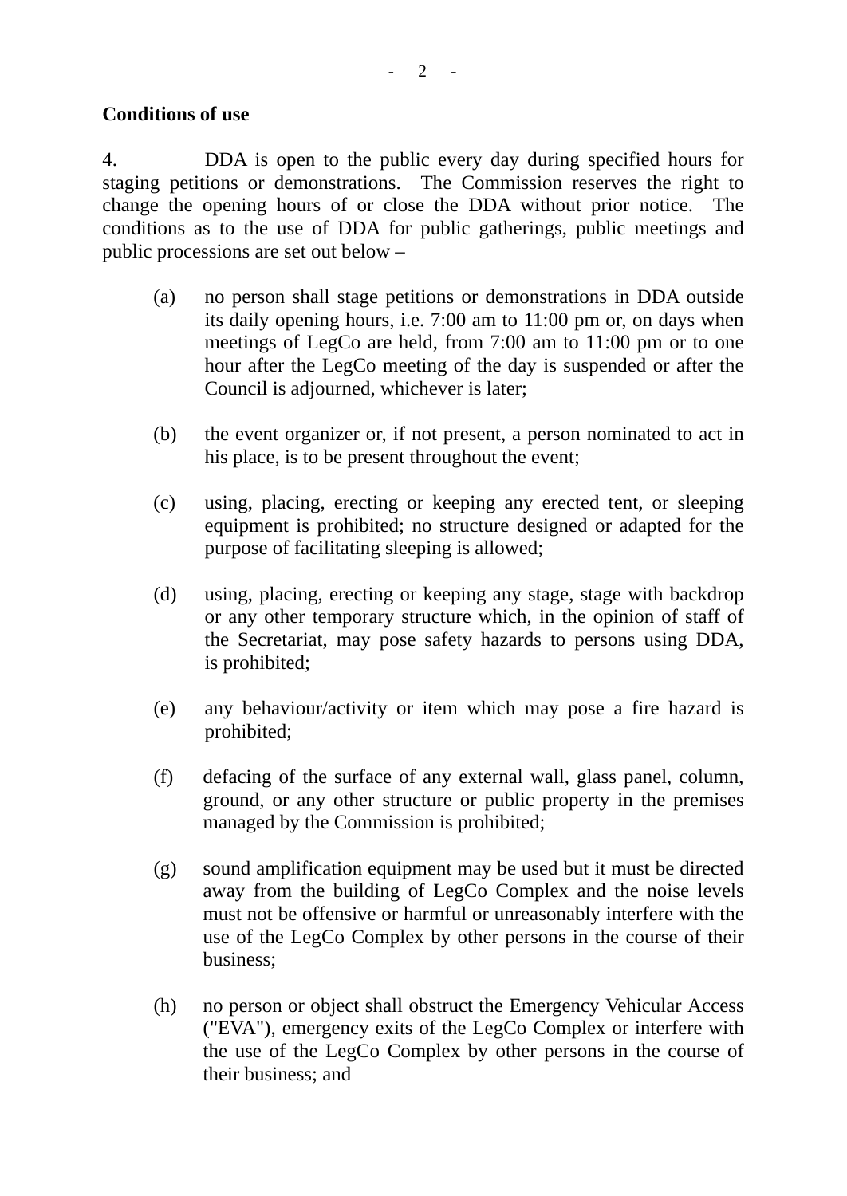**Conditions of use**

4. DDA is open to the public every day during specified hours for staging petitions or demonstrations. The Commission reserves the right to change the opening hours of or close the DDA without prior notice. The conditions as to the use of DDA for public gatherings, public meetings and public processions are set out below –

(a) no person shall stage petitions or demonstrations in DDA outside its daily opening hours, i.e. 7:00 am to 11:00 pm or, on days when meetings of LegCo are held, from 7:00 am to 11:00 pm or to one hour after the LegCo meeting of the day is suspended or after the Council is adjourned, whichever is later;

(b) the event organizer or, if not present, a person nominated to act in his place, is to be present throughout the event;

(c) using, placing, erecting or keeping any erected tent, or sleeping equipment is prohibited; no structure designed or adapted for the purpose of facilitating sleeping is allowed;

(d) using, placing, erecting or keeping any stage, stage with backdrop or any other temporary structure which, in the opinion of staff of the Secretariat, may pose safety hazards to persons using DDA, is prohibited;

(e) any behaviour/activity or item which may pose a fire hazard is prohibited;

(f) defacing of the surface of any external wall, glass panel, column, ground, or any other structure or public property in the premises managed by the Commission is prohibited;

(g) sound amplification equipment may be used but it must be directed away from the building of LegCo Complex and the noise levels must not be offensive or harmful or unreasonably interfere with the use of the LegCo Complex by other persons in the course of their business;

(h) no person or object shall obstruct the Emergency Vehicular Access ("EVA"), emergency exits of the LegCo Complex or interfere with the use of the LegCo Complex by other persons in the course of their business; and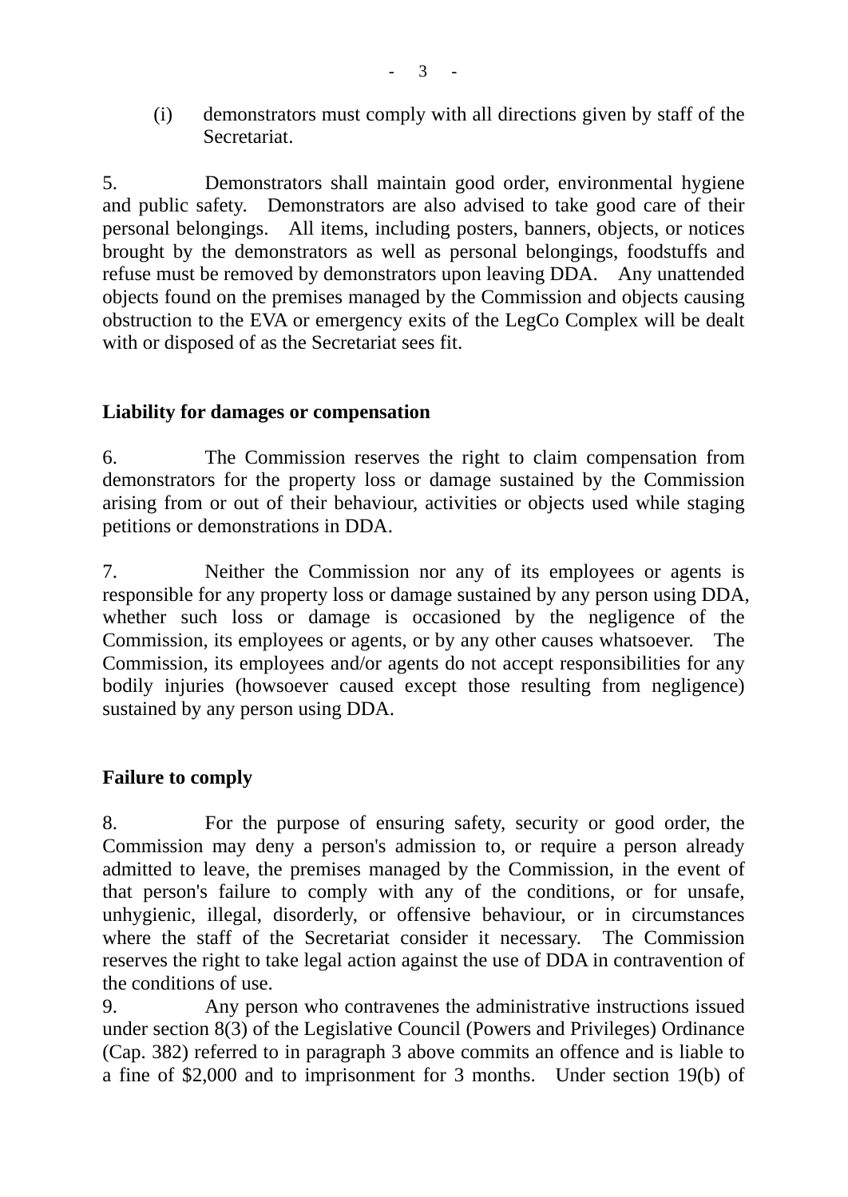(i) demonstrators must comply with all directions given by staff of the Secretariat.

5. Demonstrators shall maintain good order, environmental hygiene and public safety. Demonstrators are also advised to take good care of their personal belongings. All items, including posters, banners, objects, or notices brought by the demonstrators as well as personal belongings, foodstuffs and refuse must be removed by demonstrators upon leaving DDA. Any unattended objects found on the premises managed by the Commission and objects causing obstruction to the EVA or emergency exits of the LegCo Complex will be dealt with or disposed of as the Secretariat sees fit.

**Liability for damages or compensation**

6. The Commission reserves the right to claim compensation from demonstrators for the property loss or damage sustained by the Commission arising from or out of their behaviour, activities or objects used while staging petitions or demonstrations in DDA.

7. Neither the Commission nor any of its employees or agents is responsible for any property loss or damage sustained by any person using DDA, whether such loss or damage is occasioned by the negligence of the Commission, its employees or agents, or by any other causes whatsoever. The Commission, its employees and/or agents do not accept responsibilities for any bodily injuries (howsoever caused except those resulting from negligence) sustained by any person using DDA.

**Failure to comply**

8. For the purpose of ensuring safety, security or good order, the Commission may deny a person's admission to, or require a person already admitted to leave, the premises managed by the Commission, in the event of that person's failure to comply with any of the conditions, or for unsafe, unhygienic, illegal, disorderly, or offensive behaviour, or in circumstances where the staff of the Secretariat consider it necessary. The Commission reserves the right to take legal action against the use of DDA in contravention of the conditions of use.

9. Any person who contravenes the administrative instructions issued under section 8(3) of the Legislative Council (Powers and Privileges) Ordinance (Cap. 382) referred to in paragraph 3 above commits an offence and is liable to a fine of $2,000 and to imprisonment for 3 months. Under section 19(b) of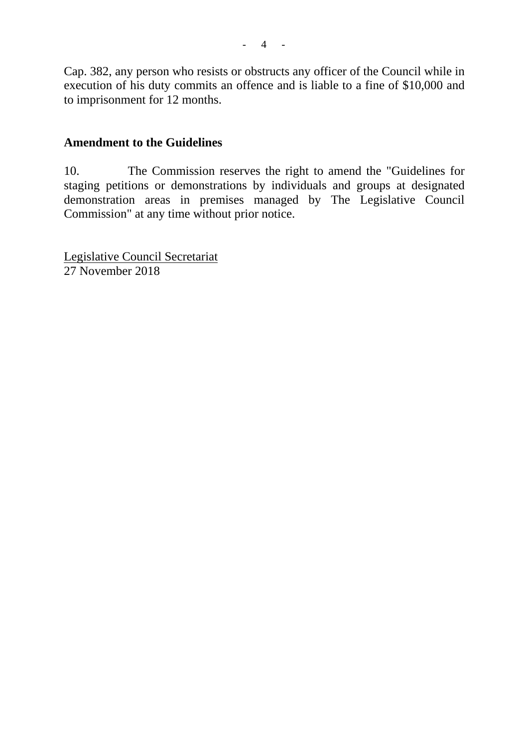Cap. 382, any person who resists or obstructs any officer of the Council while in execution of his duty commits an offence and is liable to a fine of $10,000 and to imprisonment for 12 months.

**Amendment to the Guidelines**

10. The Commission reserves the right to amend the "Guidelines for staging petitions or demonstrations by individuals and groups at designated demonstration areas in premises managed by The Legislative Council Commission" at any time without prior notice.

<u>Legislative Council Secretariat</u>
27 November 2018